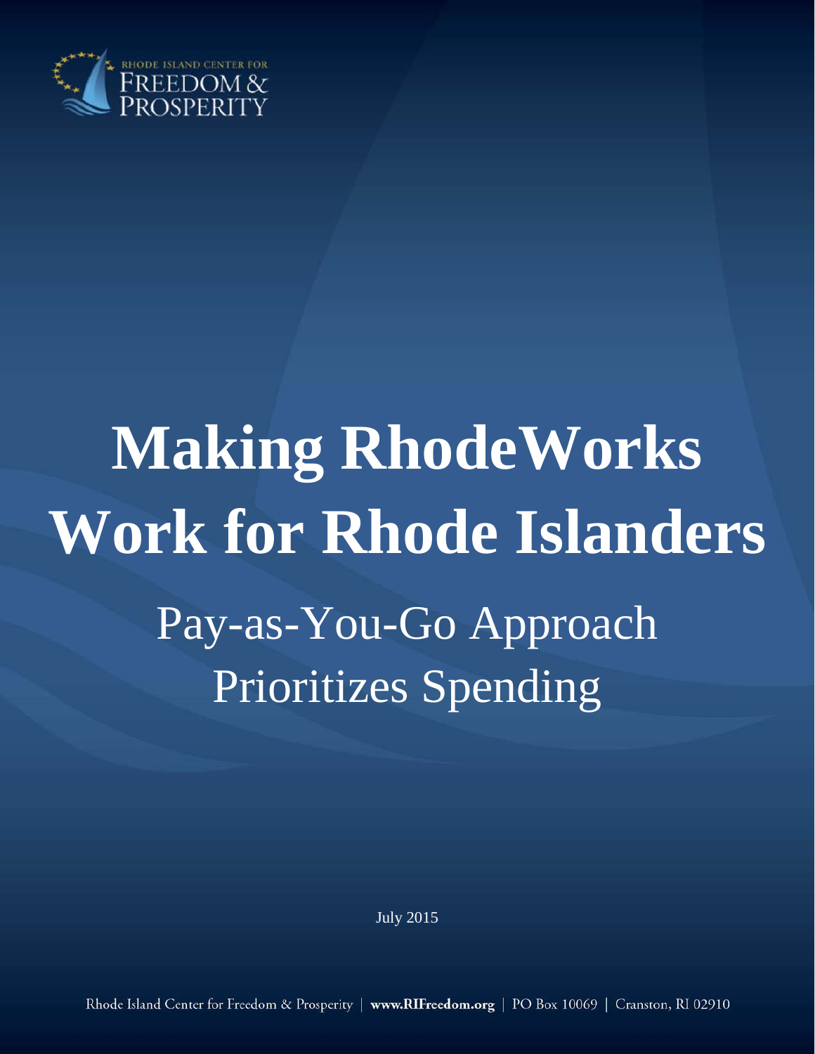RHODE ISLAND CENTER FOR FREEDOM & PROSPERITY

# Making RhodeWorks Work for Rhode Islanders

## Pay-as-You-Go Approach Prioritizes Spending

July 2015

Rhode Island Center for Freedom & Prosperity | **www.RIFreedom.org** | PO Box 10069 | Cranston, RI 02910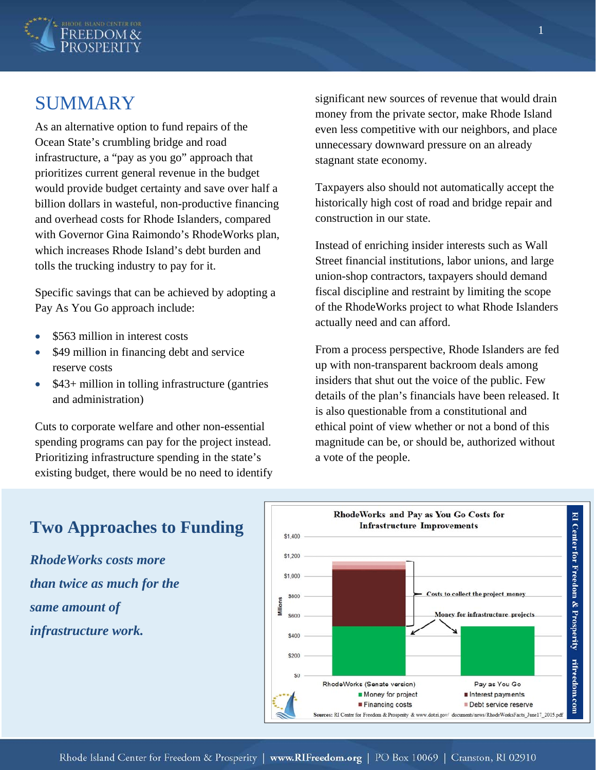## SUMMARY

As an alternative option to fund repairs of the Ocean State's crumbling bridge and road infrastructure, a "pay as you go" approach that prioritizes current general revenue in the budget would provide budget certainty and save over half a billion dollars in wasteful, non-productive financing and overhead costs for Rhode Islanders, compared with Governor Gina Raimondo's RhodeWorks plan, which increases Rhode Island's debt burden and tolls the trucking industry to pay for it.

Specific savings that can be achieved by adopting a Pay As You Go approach include:

- $563 million in interest costs
- $49 million in financing debt and service reserve costs
- $43+ million in tolling infrastructure (gantries and administration)

Cuts to corporate welfare and other non-essential spending programs can pay for the project instead. Prioritizing infrastructure spending in the state's existing budget, there would be no need to identify significant new sources of revenue that would drain money from the private sector, make Rhode Island even less competitive with our neighbors, and place unnecessary downward pressure on an already stagnant state economy.

Taxpayers also should not automatically accept the historically high cost of road and bridge repair and construction in our state.

Instead of enriching insider interests such as Wall Street financial institutions, labor unions, and large union-shop contractors, taxpayers should demand fiscal discipline and restraint by limiting the scope of the RhodeWorks project to what Rhode Islanders actually need and can afford.

From a process perspective, Rhode Islanders are fed up with non-transparent backroom deals among insiders that shut out the voice of the public. Few details of the plan's financials have been released. It is also questionable from a constitutional and ethical point of view whether or not a bond of this magnitude can be, or should be, authorized without a vote of the people.

## Two Approaches to Funding

***RhodeWorks costs more than twice as much for the same amount of infrastructure work.***

**RhodeWorks and Pay as You Go Costs for Infrastructure Improvements**

Sources: RI Center for Freedom & Prosperity & www.dot.ri.gov/ documents/news/RhodeWorksFacts_June17_2015.pdf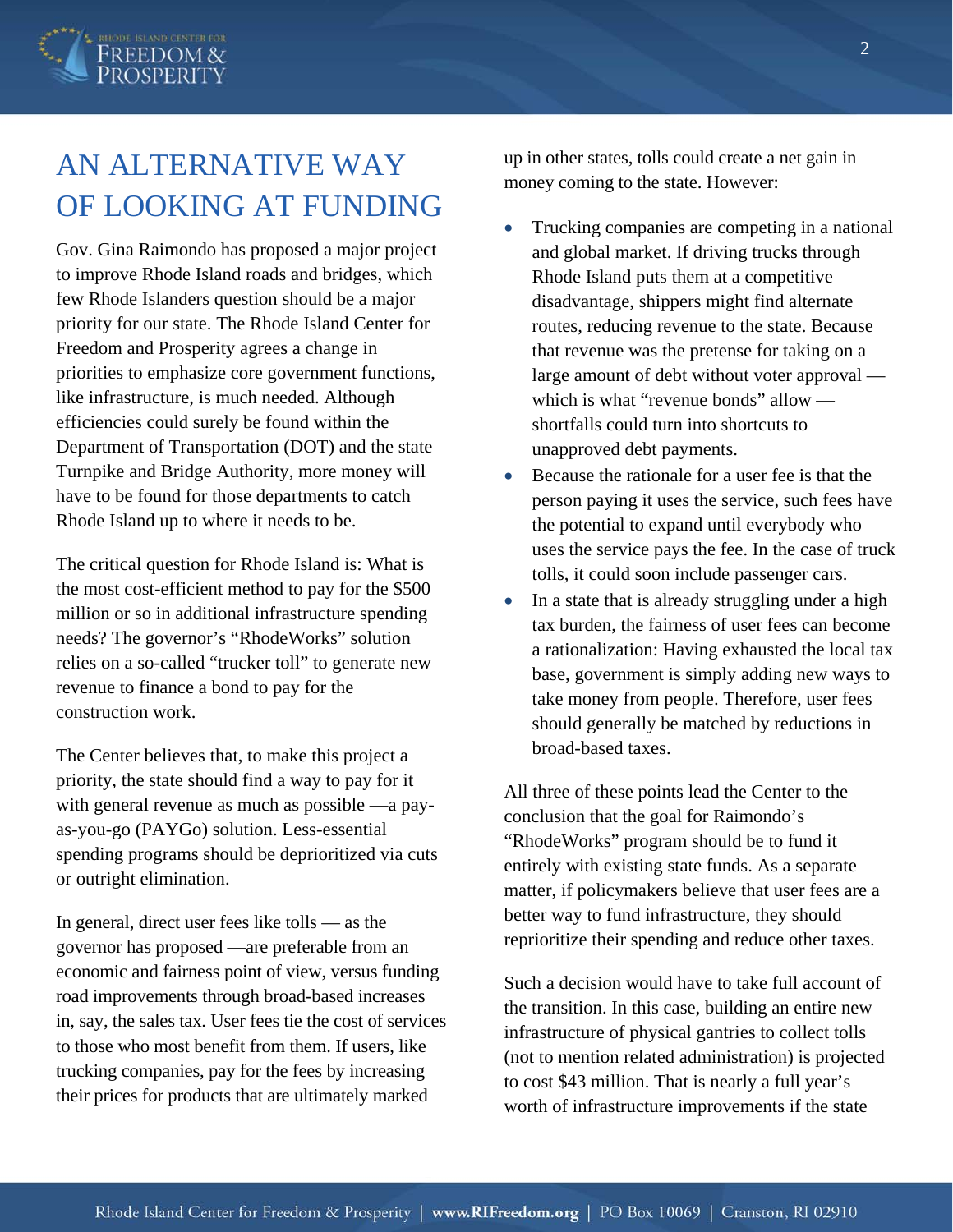# AN ALTERNATIVE WAY OF LOOKING AT FUNDING

Gov. Gina Raimondo has proposed a major project to improve Rhode Island roads and bridges, which few Rhode Islanders question should be a major priority for our state. The Rhode Island Center for Freedom and Prosperity agrees a change in priorities to emphasize core government functions, like infrastructure, is much needed. Although efficiencies could surely be found within the Department of Transportation (DOT) and the state Turnpike and Bridge Authority, more money will have to be found for those departments to catch Rhode Island up to where it needs to be.

The critical question for Rhode Island is: What is the most cost-efficient method to pay for the $500 million or so in additional infrastructure spending needs? The governor's "RhodeWorks" solution relies on a so-called "trucker toll" to generate new revenue to finance a bond to pay for the construction work.

The Center believes that, to make this project a priority, the state should find a way to pay for it with general revenue as much as possible —a pay-as-you-go (PAYGo) solution. Less-essential spending programs should be deprioritized via cuts or outright elimination.

In general, direct user fees like tolls — as the governor has proposed —are preferable from an economic and fairness point of view, versus funding road improvements through broad-based increases in, say, the sales tax. User fees tie the cost of services to those who most benefit from them. If users, like trucking companies, pay for the fees by increasing their prices for products that are ultimately marked up in other states, tolls could create a net gain in money coming to the state. However:

- Trucking companies are competing in a national and global market. If driving trucks through Rhode Island puts them at a competitive disadvantage, shippers might find alternate routes, reducing revenue to the state. Because that revenue was the pretense for taking on a large amount of debt without voter approval — which is what "revenue bonds" allow — shortfalls could turn into shortcuts to unapproved debt payments.
- Because the rationale for a user fee is that the person paying it uses the service, such fees have the potential to expand until everybody who uses the service pays the fee. In the case of truck tolls, it could soon include passenger cars.
- In a state that is already struggling under a high tax burden, the fairness of user fees can become a rationalization: Having exhausted the local tax base, government is simply adding new ways to take money from people. Therefore, user fees should generally be matched by reductions in broad-based taxes.

All three of these points lead the Center to the conclusion that the goal for Raimondo's "RhodeWorks" program should be to fund it entirely with existing state funds. As a separate matter, if policymakers believe that user fees are a better way to fund infrastructure, they should reprioritize their spending and reduce other taxes.

Such a decision would have to take full account of the transition. In this case, building an entire new infrastructure of physical gantries to collect tolls (not to mention related administration) is projected to cost $43 million. That is nearly a full year's worth of infrastructure improvements if the state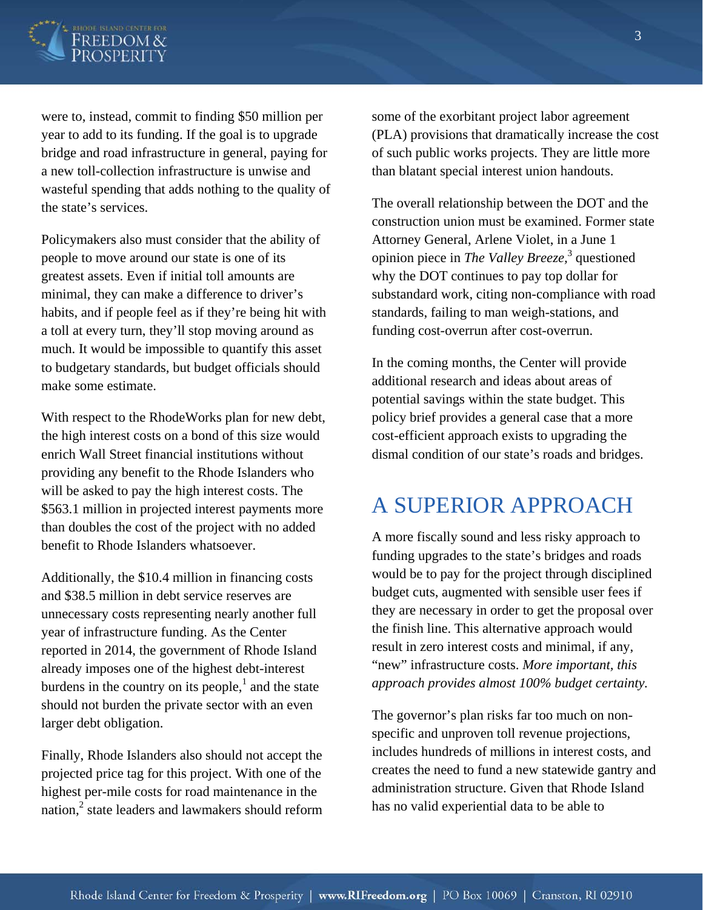were to, instead, commit to finding $50 million per year to add to its funding. If the goal is to upgrade bridge and road infrastructure in general, paying for a new toll-collection infrastructure is unwise and wasteful spending that adds nothing to the quality of the state's services.

Policymakers also must consider that the ability of people to move around our state is one of its greatest assets. Even if initial toll amounts are minimal, they can make a difference to driver's habits, and if people feel as if they're being hit with a toll at every turn, they'll stop moving around as much. It would be impossible to quantify this asset to budgetary standards, but budget officials should make some estimate.

With respect to the RhodeWorks plan for new debt, the high interest costs on a bond of this size would enrich Wall Street financial institutions without providing any benefit to the Rhode Islanders who will be asked to pay the high interest costs. The $563.1 million in projected interest payments more than doubles the cost of the project with no added benefit to Rhode Islanders whatsoever.

Additionally, the $10.4 million in financing costs and $38.5 million in debt service reserves are unnecessary costs representing nearly another full year of infrastructure funding. As the Center reported in 2014, the government of Rhode Island already imposes one of the highest debt-interest burdens in the country on its people,[1] and the state should not burden the private sector with an even larger debt obligation.

Finally, Rhode Islanders also should not accept the projected price tag for this project. With one of the highest per-mile costs for road maintenance in the nation,[2] state leaders and lawmakers should reform some of the exorbitant project labor agreement (PLA) provisions that dramatically increase the cost of such public works projects. They are little more than blatant special interest union handouts.

The overall relationship between the DOT and the construction union must be examined. Former state Attorney General, Arlene Violet, in a June 1 opinion piece in *The Valley Breeze*,[3] questioned why the DOT continues to pay top dollar for substandard work, citing non-compliance with road standards, failing to man weigh-stations, and funding cost-overrun after cost-overrun.

In the coming months, the Center will provide additional research and ideas about areas of potential savings within the state budget. This policy brief provides a general case that a more cost-efficient approach exists to upgrading the dismal condition of our state's roads and bridges.

## A SUPERIOR APPROACH

A more fiscally sound and less risky approach to funding upgrades to the state's bridges and roads would be to pay for the project through disciplined budget cuts, augmented with sensible user fees if they are necessary in order to get the proposal over the finish line. This alternative approach would result in zero interest costs and minimal, if any, "new" infrastructure costs. *More important, this approach provides almost 100% budget certainty.*

The governor's plan risks far too much on non-specific and unproven toll revenue projections, includes hundreds of millions in interest costs, and creates the need to fund a new statewide gantry and administration structure. Given that Rhode Island has no valid experiential data to be able to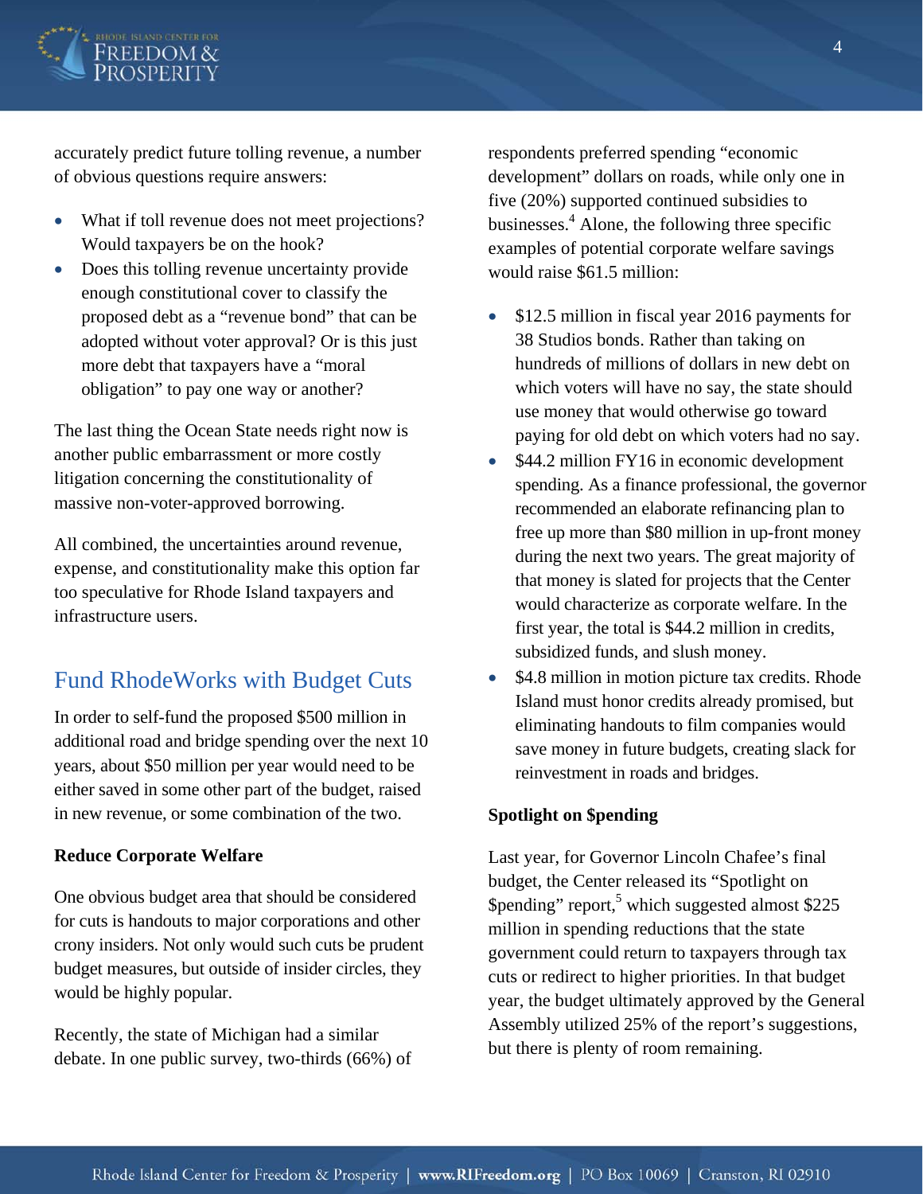accurately predict future tolling revenue, a number of obvious questions require answers:

- What if toll revenue does not meet projections? Would taxpayers be on the hook?
- Does this tolling revenue uncertainty provide enough constitutional cover to classify the proposed debt as a "revenue bond" that can be adopted without voter approval? Or is this just more debt that taxpayers have a "moral obligation" to pay one way or another?

The last thing the Ocean State needs right now is another public embarrassment or more costly litigation concerning the constitutionality of massive non-voter-approved borrowing.

All combined, the uncertainties around revenue, expense, and constitutionality make this option far too speculative for Rhode Island taxpayers and infrastructure users.

## Fund RhodeWorks with Budget Cuts

In order to self-fund the proposed $500 million in additional road and bridge spending over the next 10 years, about $50 million per year would need to be either saved in some other part of the budget, raised in new revenue, or some combination of the two.

**Reduce Corporate Welfare**

One obvious budget area that should be considered for cuts is handouts to major corporations and other crony insiders. Not only would such cuts be prudent budget measures, but outside of insider circles, they would be highly popular.

Recently, the state of Michigan had a similar debate. In one public survey, two-thirds (66%) of respondents preferred spending "economic development" dollars on roads, while only one in five (20%) supported continued subsidies to businesses.[4] Alone, the following three specific examples of potential corporate welfare savings would raise $61.5 million:

- $12.5 million in fiscal year 2016 payments for 38 Studios bonds. Rather than taking on hundreds of millions of dollars in new debt on which voters will have no say, the state should use money that would otherwise go toward paying for old debt on which voters had no say.
- $44.2 million FY16 in economic development spending. As a finance professional, the governor recommended an elaborate refinancing plan to free up more than $80 million in up-front money during the next two years. The great majority of that money is slated for projects that the Center would characterize as corporate welfare. In the first year, the total is $44.2 million in credits, subsidized funds, and slush money.
- $4.8 million in motion picture tax credits. Rhode Island must honor credits already promised, but eliminating handouts to film companies would save money in future budgets, creating slack for reinvestment in roads and bridges.

**Spotlight on $pending**

Last year, for Governor Lincoln Chafee's final budget, the Center released its "Spotlight on $pending" report,[5] which suggested almost $225 million in spending reductions that the state government could return to taxpayers through tax cuts or redirect to higher priorities. In that budget year, the budget ultimately approved by the General Assembly utilized 25% of the report's suggestions, but there is plenty of room remaining.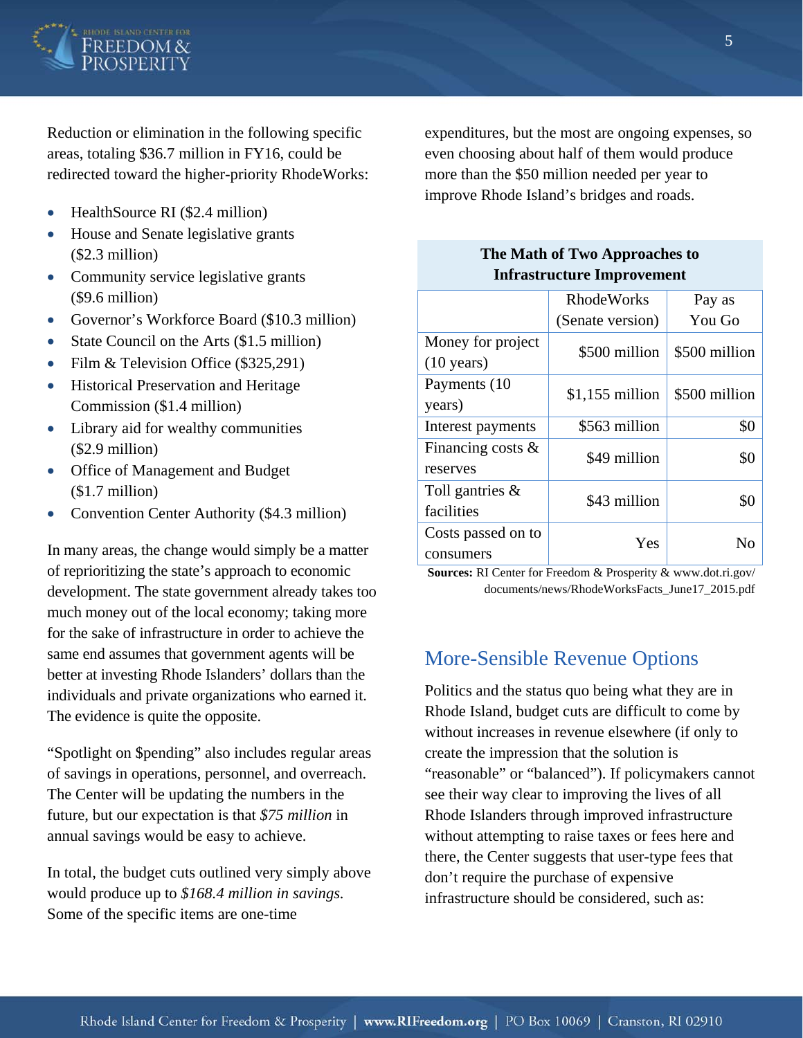Reduction or elimination in the following specific areas, totaling $36.7 million in FY16, could be redirected toward the higher-priority RhodeWorks:

- HealthSource RI ($2.4 million)
- House and Senate legislative grants ($2.3 million)
- Community service legislative grants ($9.6 million)
- Governor's Workforce Board ($10.3 million)
- State Council on the Arts ($1.5 million)
- Film & Television Office ($325,291)
- Historical Preservation and Heritage Commission ($1.4 million)
- Library aid for wealthy communities ($2.9 million)
- Office of Management and Budget ($1.7 million)
- Convention Center Authority ($4.3 million)

In many areas, the change would simply be a matter of reprioritizing the state's approach to economic development. The state government already takes too much money out of the local economy; taking more for the sake of infrastructure in order to achieve the same end assumes that government agents will be better at investing Rhode Islanders' dollars than the individuals and private organizations who earned it. The evidence is quite the opposite.

"Spotlight on $pending" also includes regular areas of savings in operations, personnel, and overreach. The Center will be updating the numbers in the future, but our expectation is that *$75 million* in annual savings would be easy to achieve.

In total, the budget cuts outlined very simply above would produce up to *$168.4 million in savings.* Some of the specific items are one-time expenditures, but the most are ongoing expenses, so even choosing about half of them would produce more than the $50 million needed per year to improve Rhode Island's bridges and roads.

**The Math of Two Approaches to Infrastructure Improvement**

| | RhodeWorks (Senate version) | Pay as You Go |
|---|---|---|
| Money for project (10 years) | $500 million | $500 million |
| Payments (10 years) | $1,155 million | $500 million |
| Interest payments | $563 million | $0 |
| Financing costs & reserves | $49 million | $0 |
| Toll gantries & facilities | $43 million | $0 |
| Costs passed on to consumers | Yes | No |

**Sources:** RI Center for Freedom & Prosperity & www.dot.ri.gov/documents/news/RhodeWorksFacts_June17_2015.pdf

## More-Sensible Revenue Options

Politics and the status quo being what they are in Rhode Island, budget cuts are difficult to come by without increases in revenue elsewhere (if only to create the impression that the solution is "reasonable" or "balanced"). If policymakers cannot see their way clear to improving the lives of all Rhode Islanders through improved infrastructure without attempting to raise taxes or fees here and there, the Center suggests that user-type fees that don't require the purchase of expensive infrastructure should be considered, such as: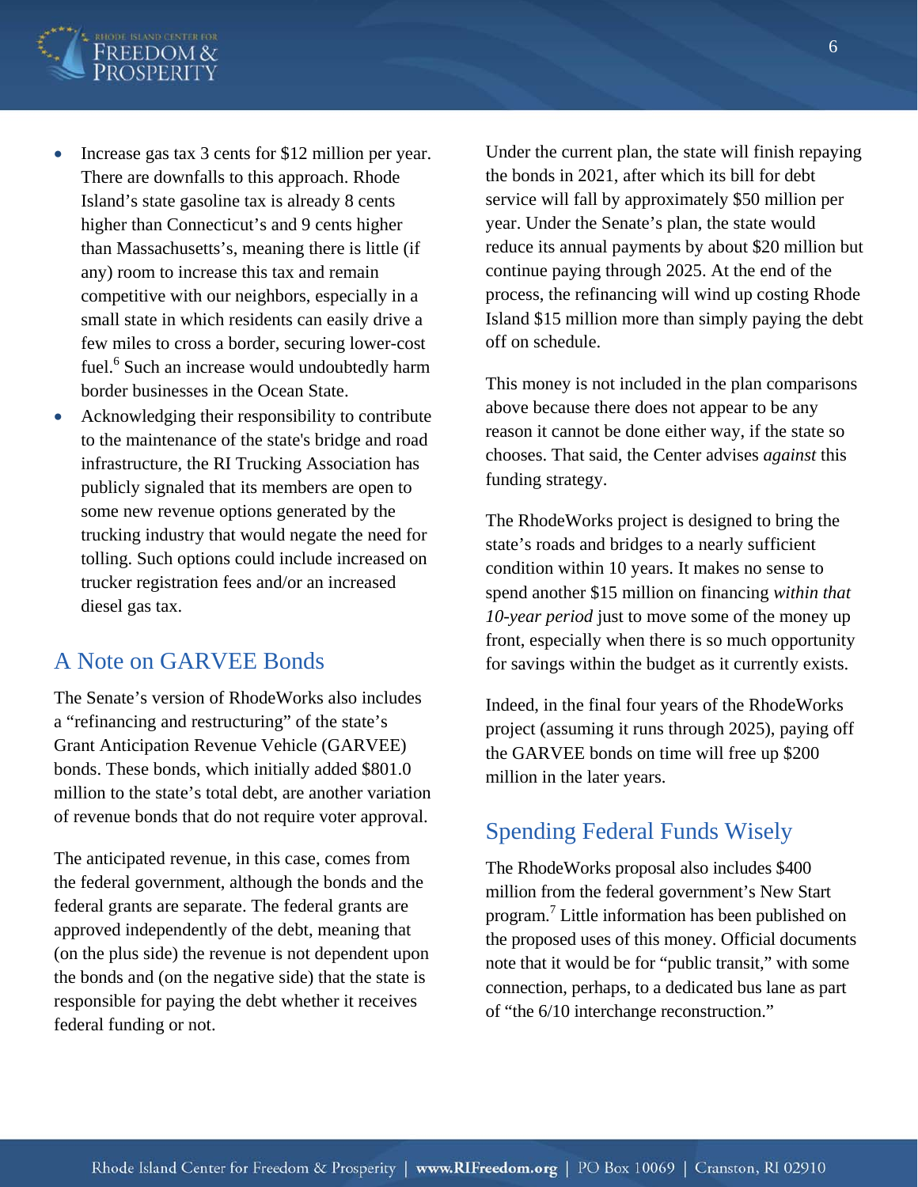- Increase gas tax 3 cents for $12 million per year. There are downfalls to this approach. Rhode Island's state gasoline tax is already 8 cents higher than Connecticut's and 9 cents higher than Massachusetts's, meaning there is little (if any) room to increase this tax and remain competitive with our neighbors, especially in a small state in which residents can easily drive a few miles to cross a border, securing lower-cost fuel.[6] Such an increase would undoubtedly harm border businesses in the Ocean State.
- Acknowledging their responsibility to contribute to the maintenance of the state's bridge and road infrastructure, the RI Trucking Association has publicly signaled that its members are open to some new revenue options generated by the trucking industry that would negate the need for tolling. Such options could include increased on trucker registration fees and/or an increased diesel gas tax.

## A Note on GARVEE Bonds

The Senate's version of RhodeWorks also includes a "refinancing and restructuring" of the state's Grant Anticipation Revenue Vehicle (GARVEE) bonds. These bonds, which initially added $801.0 million to the state's total debt, are another variation of revenue bonds that do not require voter approval.

The anticipated revenue, in this case, comes from the federal government, although the bonds and the federal grants are separate. The federal grants are approved independently of the debt, meaning that (on the plus side) the revenue is not dependent upon the bonds and (on the negative side) that the state is responsible for paying the debt whether it receives federal funding or not.

Under the current plan, the state will finish repaying the bonds in 2021, after which its bill for debt service will fall by approximately $50 million per year. Under the Senate's plan, the state would reduce its annual payments by about $20 million but continue paying through 2025. At the end of the process, the refinancing will wind up costing Rhode Island $15 million more than simply paying the debt off on schedule.

This money is not included in the plan comparisons above because there does not appear to be any reason it cannot be done either way, if the state so chooses. That said, the Center advises *against* this funding strategy.

The RhodeWorks project is designed to bring the state's roads and bridges to a nearly sufficient condition within 10 years. It makes no sense to spend another $15 million on financing *within that 10-year period* just to move some of the money up front, especially when there is so much opportunity for savings within the budget as it currently exists.

Indeed, in the final four years of the RhodeWorks project (assuming it runs through 2025), paying off the GARVEE bonds on time will free up $200 million in the later years.

## Spending Federal Funds Wisely

The RhodeWorks proposal also includes $400 million from the federal government's New Start program.[7] Little information has been published on the proposed uses of this money. Official documents note that it would be for "public transit," with some connection, perhaps, to a dedicated bus lane as part of "the 6/10 interchange reconstruction."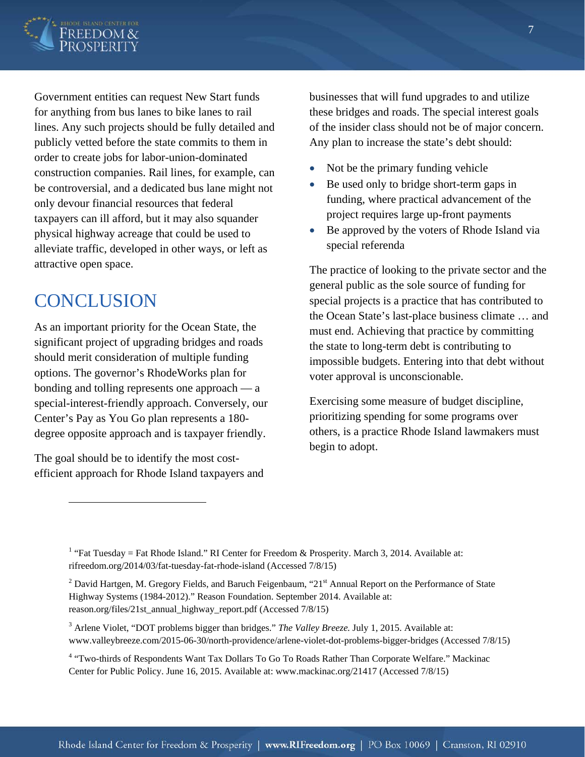Government entities can request New Start funds for anything from bus lanes to bike lanes to rail lines. Any such projects should be fully detailed and publicly vetted before the state commits to them in order to create jobs for labor-union-dominated construction companies. Rail lines, for example, can be controversial, and a dedicated bus lane might not only devour financial resources that federal taxpayers can ill afford, but it may also squander physical highway acreage that could be used to alleviate traffic, developed in other ways, or left as attractive open space.

## CONCLUSION

As an important priority for the Ocean State, the significant project of upgrading bridges and roads should merit consideration of multiple funding options. The governor's RhodeWorks plan for bonding and tolling represents one approach — a special-interest-friendly approach. Conversely, our Center's Pay as You Go plan represents a 180-degree opposite approach and is taxpayer friendly.

The goal should be to identify the most cost-efficient approach for Rhode Island taxpayers and businesses that will fund upgrades to and utilize these bridges and roads. The special interest goals of the insider class should not be of major concern. Any plan to increase the state's debt should:

- Not be the primary funding vehicle
- Be used only to bridge short-term gaps in funding, where practical advancement of the project requires large up-front payments
- Be approved by the voters of Rhode Island via special referenda

The practice of looking to the private sector and the general public as the sole source of funding for special projects is a practice that has contributed to the Ocean State's last-place business climate … and must end. Achieving that practice by committing the state to long-term debt is contributing to impossible budgets. Entering into that debt without voter approval is unconscionable.

Exercising some measure of budget discipline, prioritizing spending for some programs over others, is a practice Rhode Island lawmakers must begin to adopt.

---

[1] "Fat Tuesday = Fat Rhode Island." RI Center for Freedom & Prosperity. March 3, 2014. Available at: rifreedom.org/2014/03/fat-tuesday-fat-rhode-island (Accessed 7/8/15)

[2] David Hartgen, M. Gregory Fields, and Baruch Feigenbaum, "21st Annual Report on the Performance of State Highway Systems (1984-2012)." Reason Foundation. September 2014. Available at: reason.org/files/21st_annual_highway_report.pdf (Accessed 7/8/15)

[3] Arlene Violet, "DOT problems bigger than bridges." *The Valley Breeze.* July 1, 2015. Available at: www.valleybreeze.com/2015-06-30/north-providence/arlene-violet-dot-problems-bigger-bridges (Accessed 7/8/15)

[4] "Two-thirds of Respondents Want Tax Dollars To Go To Roads Rather Than Corporate Welfare." Mackinac Center for Public Policy. June 16, 2015. Available at: www.mackinac.org/21417 (Accessed 7/8/15)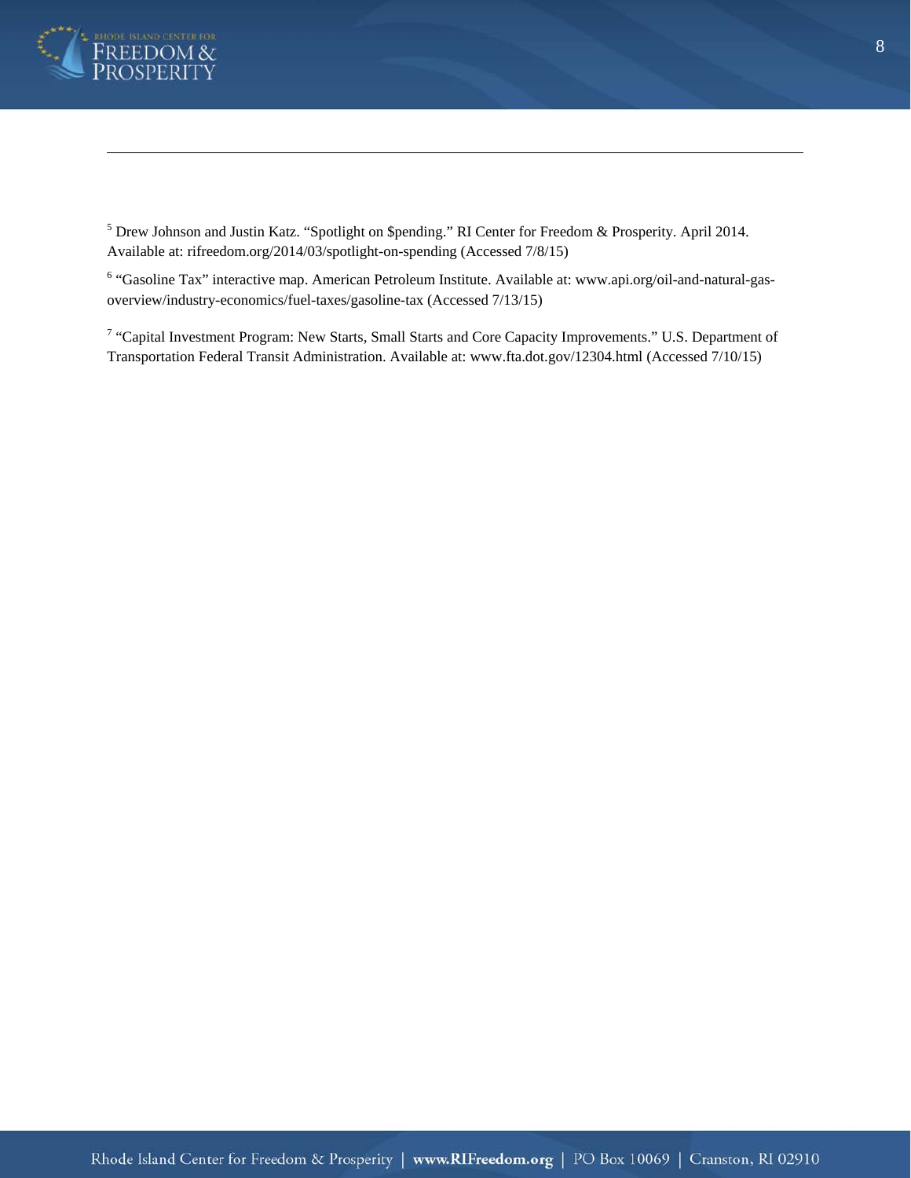---

[5] Drew Johnson and Justin Katz. "Spotlight on $pending." RI Center for Freedom & Prosperity. April 2014. Available at: rifreedom.org/2014/03/spotlight-on-spending (Accessed 7/8/15)

[6] "Gasoline Tax" interactive map. American Petroleum Institute. Available at: www.api.org/oil-and-natural-gas-overview/industry-economics/fuel-taxes/gasoline-tax (Accessed 7/13/15)

[7] "Capital Investment Program: New Starts, Small Starts and Core Capacity Improvements." U.S. Department of Transportation Federal Transit Administration. Available at: www.fta.dot.gov/12304.html (Accessed 7/10/15)